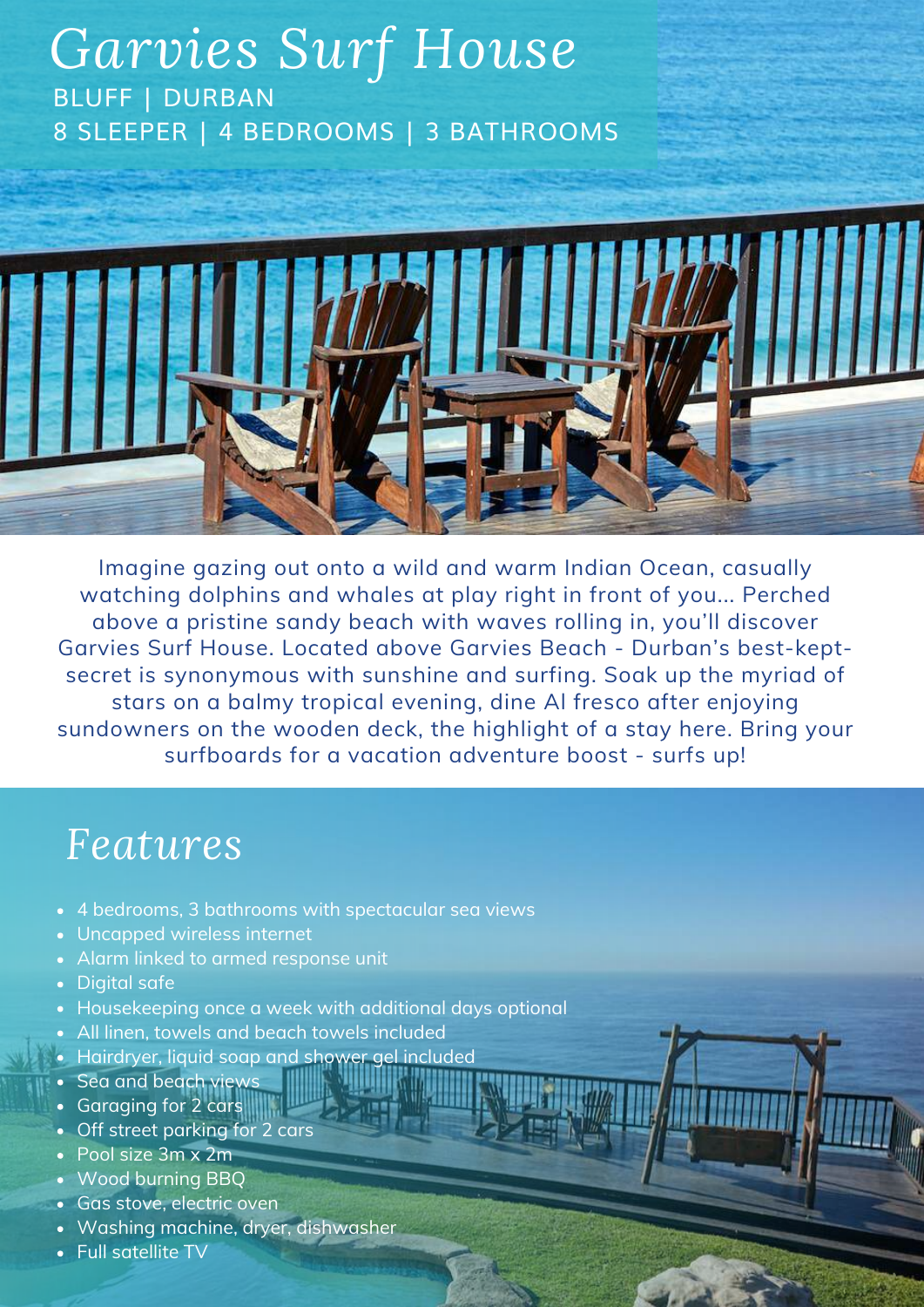# Garvies Surf House

BLUFF | DURBAN

8 SLEEPER | 4 BEDROOMS | 3 BATHROOMS

Imagine gazing out onto a wild and warm Indian Ocean, casually watching dolphins and whales at play right in front of you... Perched above a pristine sandy beach with waves rolling in, you'll discover Garvies Surf House. Located above Garvies Beach - Durban's best-kept-secret is synonymous with sunshine and surfing. Soak up the myriad of stars on a balmy tropical evening, dine Al fresco after enjoying sundowners on the wooden deck, the highlight of a stay here. Bring your surfboards for a vacation adventure boost - surfs up!

## Features

- 4 bedrooms, 3 bathrooms with spectacular sea views
- Uncapped wireless internet
- Alarm linked to armed response unit
- Digital safe
- Housekeeping once a week with additional days optional
- All linen, towels and beach towels included
- Hairdryer, liquid soap and shower gel included
- Sea and beach views
- Garaging for 2 cars
- Off street parking for 2 cars
- Pool size 3m x 2m
- Wood burning BBQ
- Gas stove, electric oven
- Washing machine, dryer, dishwasher
- Full satellite TV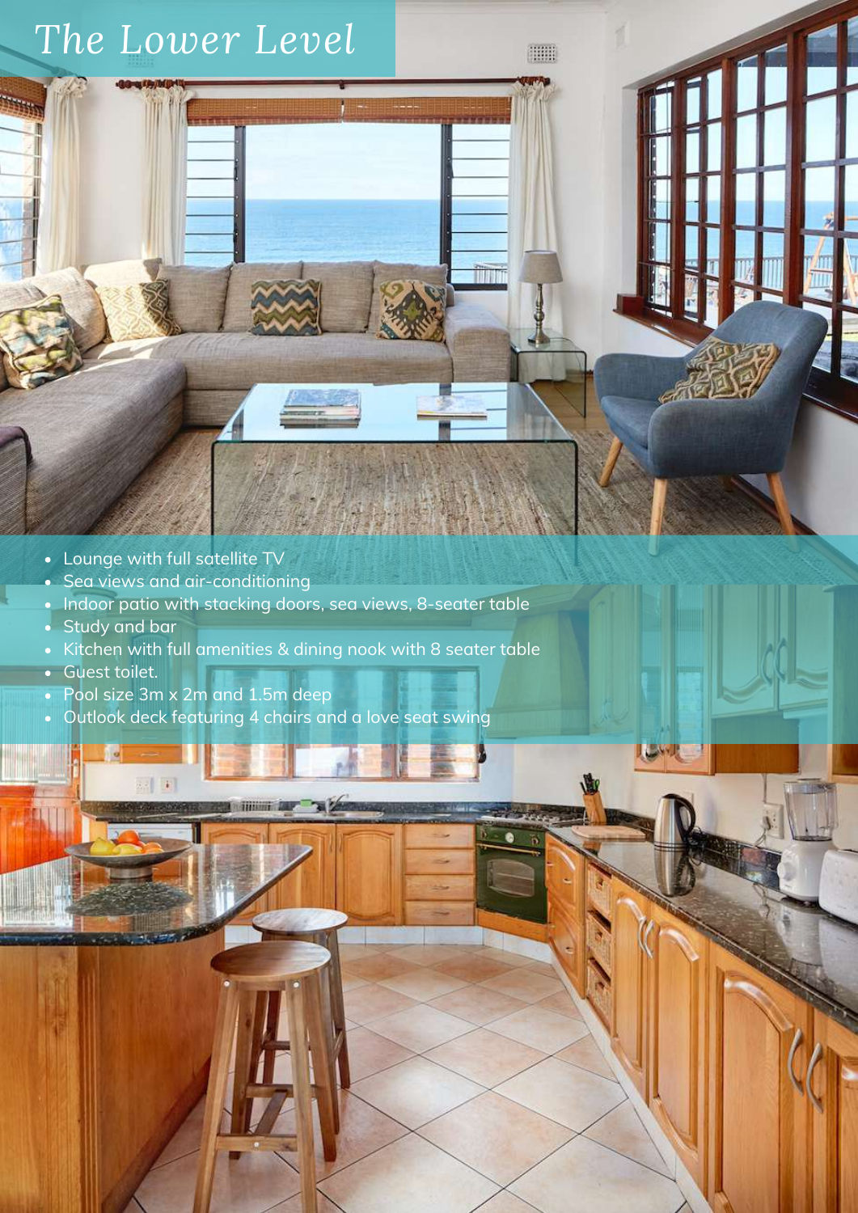# *The Lower Level*

- Lounge with full satellite TV
- Sea views and air-conditioning
- Indoor patio with stacking doors, sea views, 8-seater table
- Study and bar
- Kitchen with full amenities & dining nook with 8 seater table
- Guest toilet.
- Pool size 3m x 2m and 1.5m deep
- Outlook deck featuring 4 chairs and a love seat swing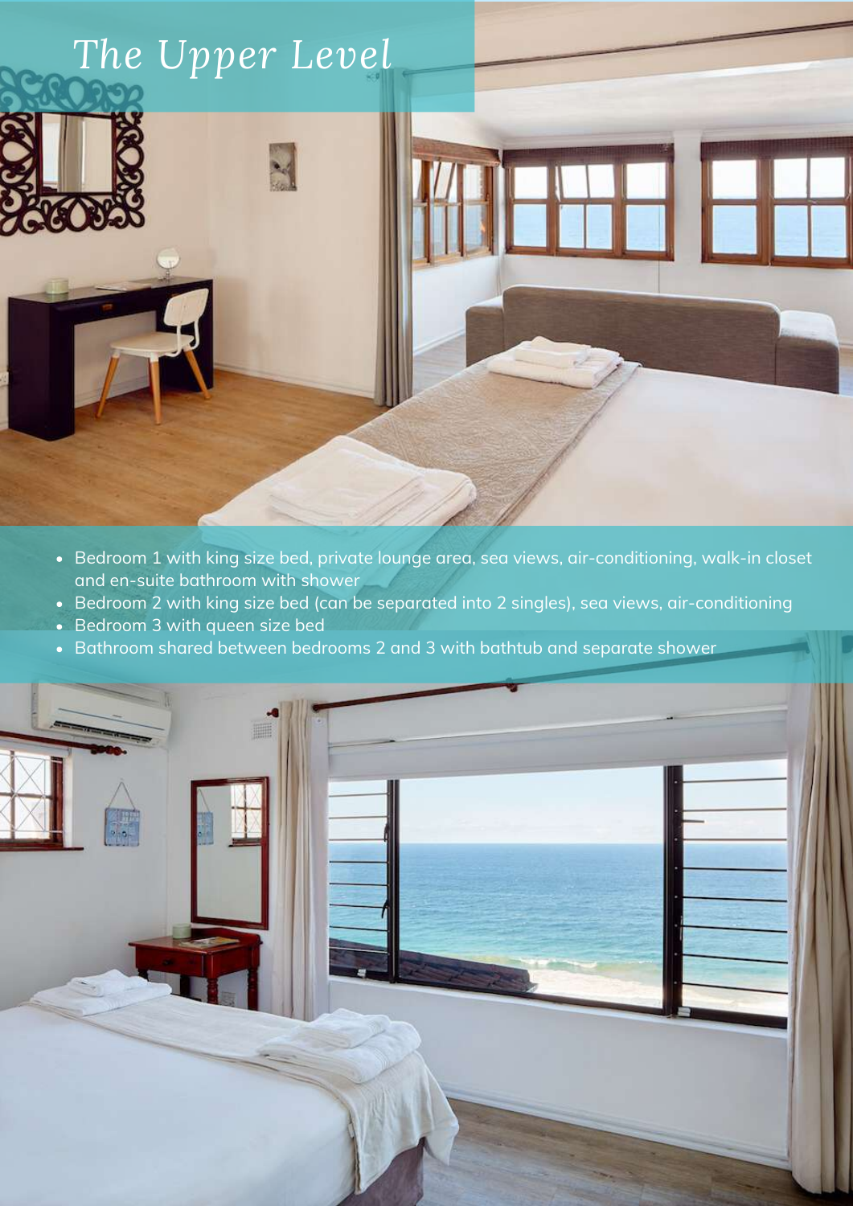# *The Upper Level*

- Bedroom 1 with king size bed, private lounge area, sea views, air-conditioning, walk-in closet and en-suite bathroom with shower
- Bedroom 2 with king size bed (can be separated into 2 singles), sea views, air-conditioning
- Bedroom 3 with queen size bed
- Bathroom shared between bedrooms 2 and 3 with bathtub and separate shower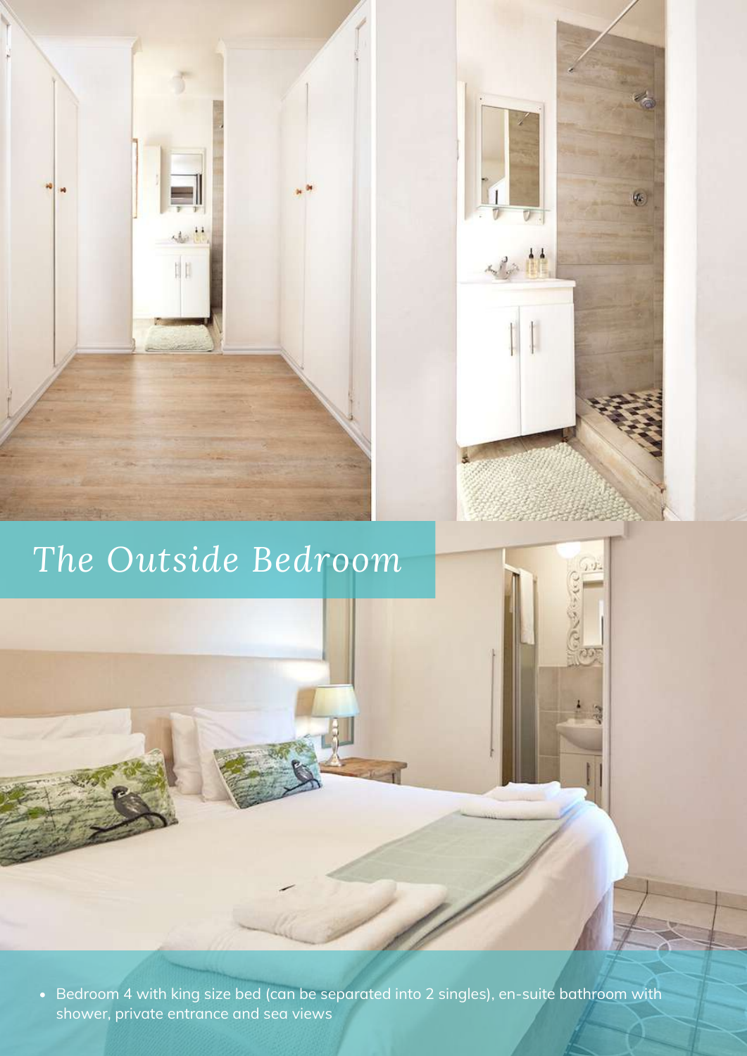# *The Outside Bedroom*

- Bedroom 4 with king size bed (can be separated into 2 singles), en-suite bathroom with shower, private entrance and sea views